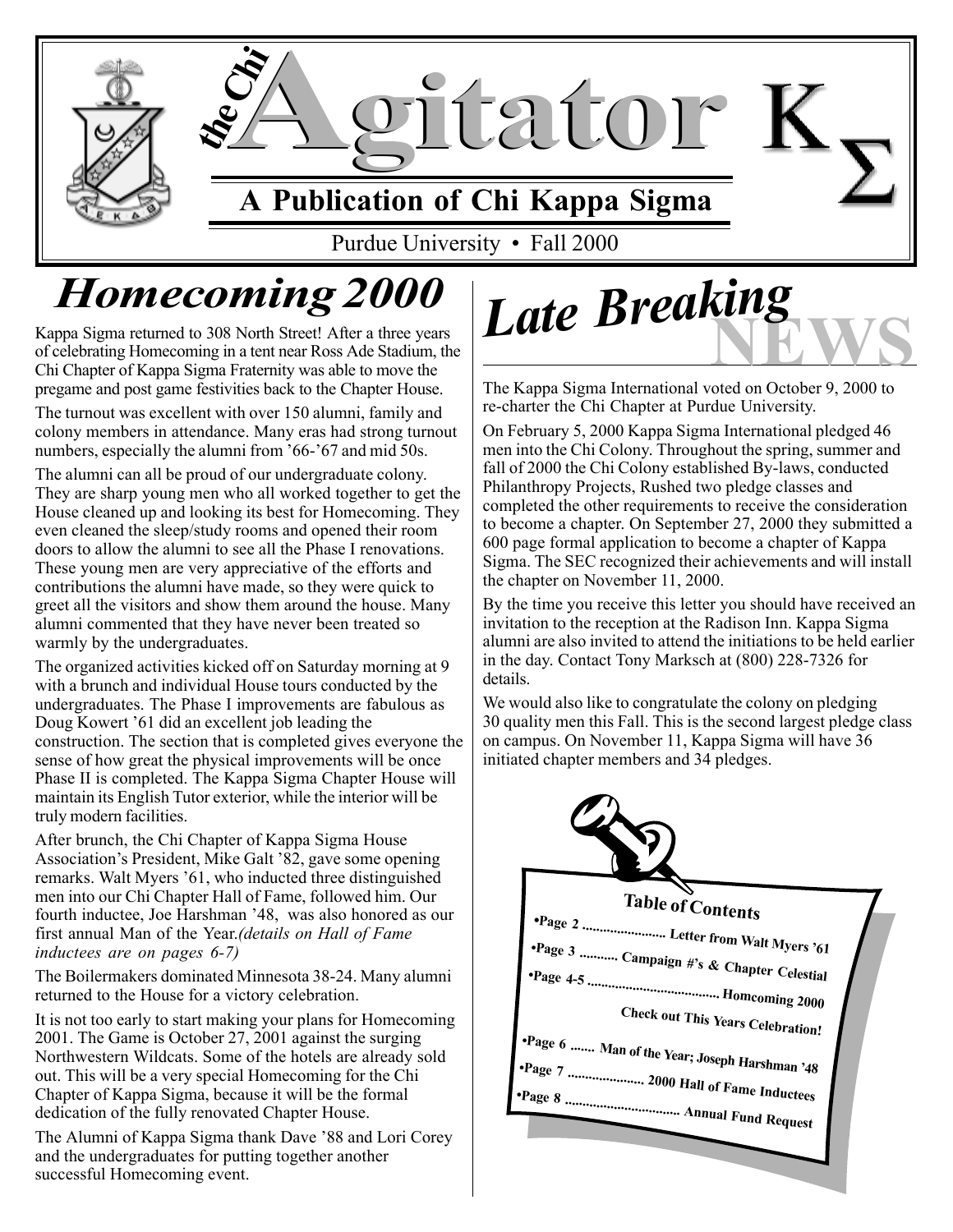# the Chi Agitator ΚΣ

## A Publication of Chi Kappa Sigma

Purdue University • Fall 2000

## Homecoming 2000

Kappa Sigma returned to 308 North Street! After a three years of celebrating Homecoming in a tent near Ross Ade Stadium, the Chi Chapter of Kappa Sigma Fraternity was able to move the pregame and post game festivities back to the Chapter House.

The turnout was excellent with over 150 alumni, family and colony members in attendance. Many eras had strong turnout numbers, especially the alumni from '66-'67 and mid 50s.

The alumni can all be proud of our undergraduate colony. They are sharp young men who all worked together to get the House cleaned up and looking its best for Homecoming. They even cleaned the sleep/study rooms and opened their room doors to allow the alumni to see all the Phase I renovations. These young men are very appreciative of the efforts and contributions the alumni have made, so they were quick to greet all the visitors and show them around the house. Many alumni commented that they have never been treated so warmly by the undergraduates.

The organized activities kicked off on Saturday morning at 9 with a brunch and individual House tours conducted by the undergraduates. The Phase I improvements are fabulous as Doug Kowert '61 did an excellent job leading the construction. The section that is completed gives everyone the sense of how great the physical improvements will be once Phase II is completed. The Kappa Sigma Chapter House will maintain its English Tutor exterior, while the interior will be truly modern facilities.

After brunch, the Chi Chapter of Kappa Sigma House Association's President, Mike Galt '82, gave some opening remarks. Walt Myers '61, who inducted three distinguished men into our Chi Chapter Hall of Fame, followed him. Our fourth inductee, Joe Harshman '48, was also honored as our first annual Man of the Year. *(details on Hall of Fame inductees are on pages 6-7)*

The Boilermakers dominated Minnesota 38-24. Many alumni returned to the House for a victory celebration.

It is not too early to start making your plans for Homecoming 2001. The Game is October 27, 2001 against the surging Northwestern Wildcats. Some of the hotels are already sold out. This will be a very special Homecoming for the Chi Chapter of Kappa Sigma, because it will be the formal dedication of the fully renovated Chapter House.

The Alumni of Kappa Sigma thank Dave '88 and Lori Corey and the undergraduates for putting together another successful Homecoming event.

## Late Breaking NEWS

The Kappa Sigma International voted on October 9, 2000 to re-charter the Chi Chapter at Purdue University.

On February 5, 2000 Kappa Sigma International pledged 46 men into the Chi Colony. Throughout the spring, summer and fall of 2000 the Chi Colony established By-laws, conducted Philanthropy Projects, Rushed two pledge classes and completed the other requirements to receive the consideration to become a chapter. On September 27, 2000 they submitted a 600 page formal application to become a chapter of Kappa Sigma. The SEC recognized their achievements and will install the chapter on November 11, 2000.

By the time you receive this letter you should have received an invitation to the reception at the Radison Inn. Kappa Sigma alumni are also invited to attend the initiations to be held earlier in the day. Contact Tony Marksch at (800) 228-7326 for details.

We would also like to congratulate the colony on pledging 30 quality men this Fall. This is the second largest pledge class on campus. On November 11, Kappa Sigma will have 36 initiated chapter members and 34 pledges.

### Table of Contents

- •Page 2 ........................ Letter from Walt Myers '61
- •Page 3 ........... Campaign #'s & Chapter Celestial
- •Page 4-5 .................................... Homcoming 2000
  Check out This Years Celebration!
- •Page 6 ....... Man of the Year; Joseph Harshman '48
- •Page 7 ..................... 2000 Hall of Fame Inductees
- •Page 8 ................................ Annual Fund Request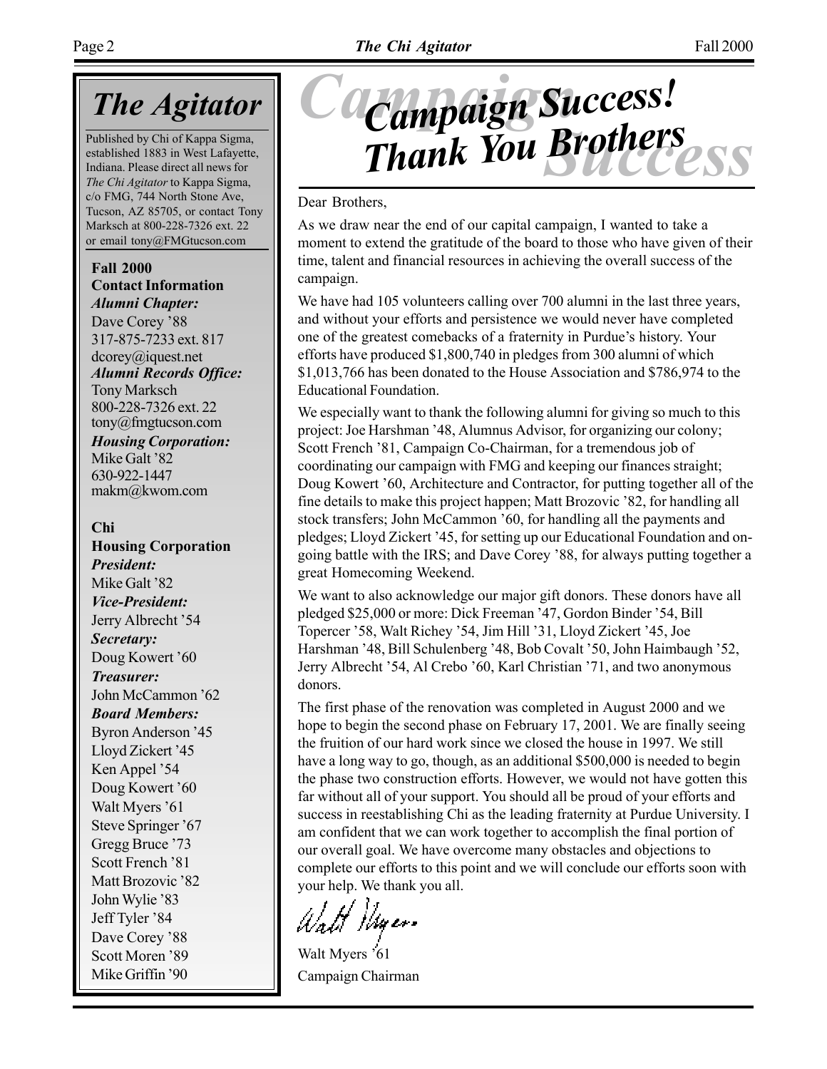# The Agitator

Published by Chi of Kappa Sigma, established 1883 in West Lafayette, Indiana. Please direct all news for *The Chi Agitator* to Kappa Sigma, c/o FMG, 744 North Stone Ave, Tucson, AZ 85705, or contact Tony Marksch at 800-228-7326 ext. 22 or email tony@FMGtucson.com

**Fall 2000**
**Contact Information**

***Alumni Chapter:***
Dave Corey '88
317-875-7233 ext. 817
dcorey@iquest.net

***Alumni Records Office:***
Tony Marksch
800-228-7326 ext. 22
tony@fmgtucson.com

***Housing Corporation:***
Mike Galt '82
630-922-1447
makm@kwom.com

**Chi**
**Housing Corporation**

***President:***
Mike Galt '82

***Vice-President:***
Jerry Albrecht '54

***Secretary:***
Doug Kowert '60

***Treasurer:***
John McCammon '62

***Board Members:***
Byron Anderson '45
Lloyd Zickert '45
Ken Appel '54
Doug Kowert '60
Walt Myers '61
Steve Springer '67
Gregg Bruce '73
Scott French '81
Matt Brozovic '82
John Wylie '83
Jeff Tyler '84
Dave Corey '88
Scott Moren '89
Mike Griffin '90

# Campaign Success! Thank You Brothers

Dear Brothers,

As we draw near the end of our capital campaign, I wanted to take a moment to extend the gratitude of the board to those who have given of their time, talent and financial resources in achieving the overall success of the campaign.

We have had 105 volunteers calling over 700 alumni in the last three years, and without your efforts and persistence we would never have completed one of the greatest comebacks of a fraternity in Purdue's history. Your efforts have produced $1,800,740 in pledges from 300 alumni of which $1,013,766 has been donated to the House Association and $786,974 to the Educational Foundation.

We especially want to thank the following alumni for giving so much to this project: Joe Harshman '48, Alumnus Advisor, for organizing our colony; Scott French '81, Campaign Co-Chairman, for a tremendous job of coordinating our campaign with FMG and keeping our finances straight; Doug Kowert '60, Architecture and Contractor, for putting together all of the fine details to make this project happen; Matt Brozovic '82, for handling all stock transfers; John McCammon '60, for handling all the payments and pledges; Lloyd Zickert '45, for setting up our Educational Foundation and on-going battle with the IRS; and Dave Corey '88, for always putting together a great Homecoming Weekend.

We want to also acknowledge our major gift donors. These donors have all pledged $25,000 or more: Dick Freeman '47, Gordon Binder '54, Bill Topercer '58, Walt Richey '54, Jim Hill '31, Lloyd Zickert '45, Joe Harshman '48, Bill Schulenberg '48, Bob Covalt '50, John Haimbaugh '52, Jerry Albrecht '54, Al Crebo '60, Karl Christian '71, and two anonymous donors.

The first phase of the renovation was completed in August 2000 and we hope to begin the second phase on February 17, 2001. We are finally seeing the fruition of our hard work since we closed the house in 1997. We still have a long way to go, though, as an additional $500,000 is needed to begin the phase two construction efforts. However, we would not have gotten this far without all of your support. You should all be proud of your efforts and success in reestablishing Chi as the leading fraternity at Purdue University. I am confident that we can work together to accomplish the final portion of our overall goal. We have overcome many obstacles and objections to complete our efforts to this point and we will conclude our efforts soon with your help. We thank you all.

*Walt Myers*

Walt Myers '61
Campaign Chairman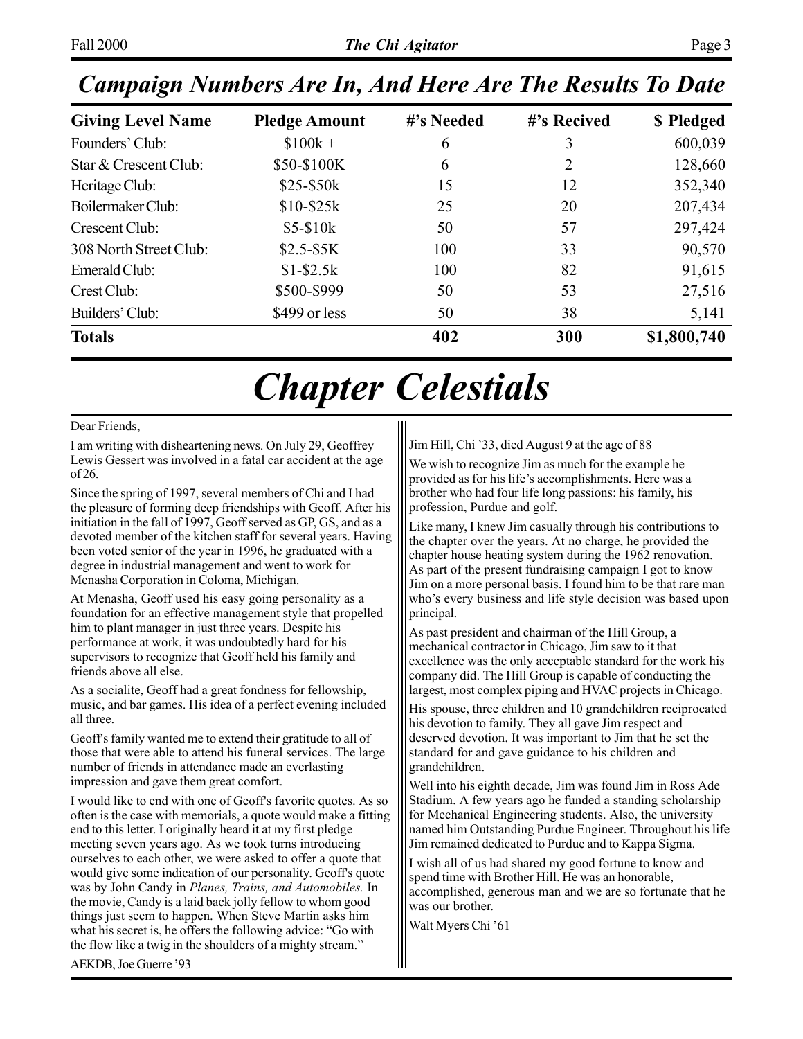## Campaign Numbers Are In, And Here Are The Results To Date

| Giving Level Name | Pledge Amount | #'s Needed | #'s Recived | $ Pledged |
|---|---|---|---|---|
| Founders' Club: | $100k + | 6 | 3 | 600,039 |
| Star & Crescent Club: | $50-$100K | 6 | 2 | 128,660 |
| Heritage Club: | $25-$50k | 15 | 12 | 352,340 |
| Boilermaker Club: | $10-$25k | 25 | 20 | 207,434 |
| Crescent Club: | $5-$10k | 50 | 57 | 297,424 |
| 308 North Street Club: | $2.5-$5K | 100 | 33 | 90,570 |
| Emerald Club: | $1-$2.5k | 100 | 82 | 91,615 |
| Crest Club: | $500-$999 | 50 | 53 | 27,516 |
| Builders' Club: | $499 or less | 50 | 38 | 5,141 |
| **Totals** | | **402** | **300** | **$1,800,740** |

# *Chapter Celestials*

Dear Friends,

I am writing with disheartening news. On July 29, Geoffrey Lewis Gessert was involved in a fatal car accident at the age of 26.

Since the spring of 1997, several members of Chi and I had the pleasure of forming deep friendships with Geoff. After his initiation in the fall of 1997, Geoff served as GP, GS, and as a devoted member of the kitchen staff for several years. Having been voted senior of the year in 1996, he graduated with a degree in industrial management and went to work for Menasha Corporation in Coloma, Michigan.

At Menasha, Geoff used his easy going personality as a foundation for an effective management style that propelled him to plant manager in just three years. Despite his performance at work, it was undoubtedly hard for his supervisors to recognize that Geoff held his family and friends above all else.

As a socialite, Geoff had a great fondness for fellowship, music, and bar games. His idea of a perfect evening included all three.

Geoff's family wanted me to extend their gratitude to all of those that were able to attend his funeral services. The large number of friends in attendance made an everlasting impression and gave them great comfort.

I would like to end with one of Geoff's favorite quotes. As so often is the case with memorials, a quote would make a fitting end to this letter. I originally heard it at my first pledge meeting seven years ago. As we took turns introducing ourselves to each other, we were asked to offer a quote that would give some indication of our personality. Geoff's quote was by John Candy in *Planes, Trains, and Automobiles.* In the movie, Candy is a laid back jolly fellow to whom good things just seem to happen. When Steve Martin asks him what his secret is, he offers the following advice: "Go with the flow like a twig in the shoulders of a mighty stream."

AEKDB, Joe Guerre '93

Jim Hill, Chi '33, died August 9 at the age of 88

We wish to recognize Jim as much for the example he provided as for his life's accomplishments. Here was a brother who had four life long passions: his family, his profession, Purdue and golf.

Like many, I knew Jim casually through his contributions to the chapter over the years. At no charge, he provided the chapter house heating system during the 1962 renovation. As part of the present fundraising campaign I got to know Jim on a more personal basis. I found him to be that rare man who's every business and life style decision was based upon principal.

As past president and chairman of the Hill Group, a mechanical contractor in Chicago, Jim saw to it that excellence was the only acceptable standard for the work his company did. The Hill Group is capable of conducting the largest, most complex piping and HVAC projects in Chicago.

His spouse, three children and 10 grandchildren reciprocated his devotion to family. They all gave Jim respect and deserved devotion. It was important to Jim that he set the standard for and gave guidance to his children and grandchildren.

Well into his eighth decade, Jim was found Jim in Ross Ade Stadium. A few years ago he funded a standing scholarship for Mechanical Engineering students. Also, the university named him Outstanding Purdue Engineer. Throughout his life Jim remained dedicated to Purdue and to Kappa Sigma.

I wish all of us had shared my good fortune to know and spend time with Brother Hill. He was an honorable, accomplished, generous man and we are so fortunate that he was our brother.

Walt Myers Chi '61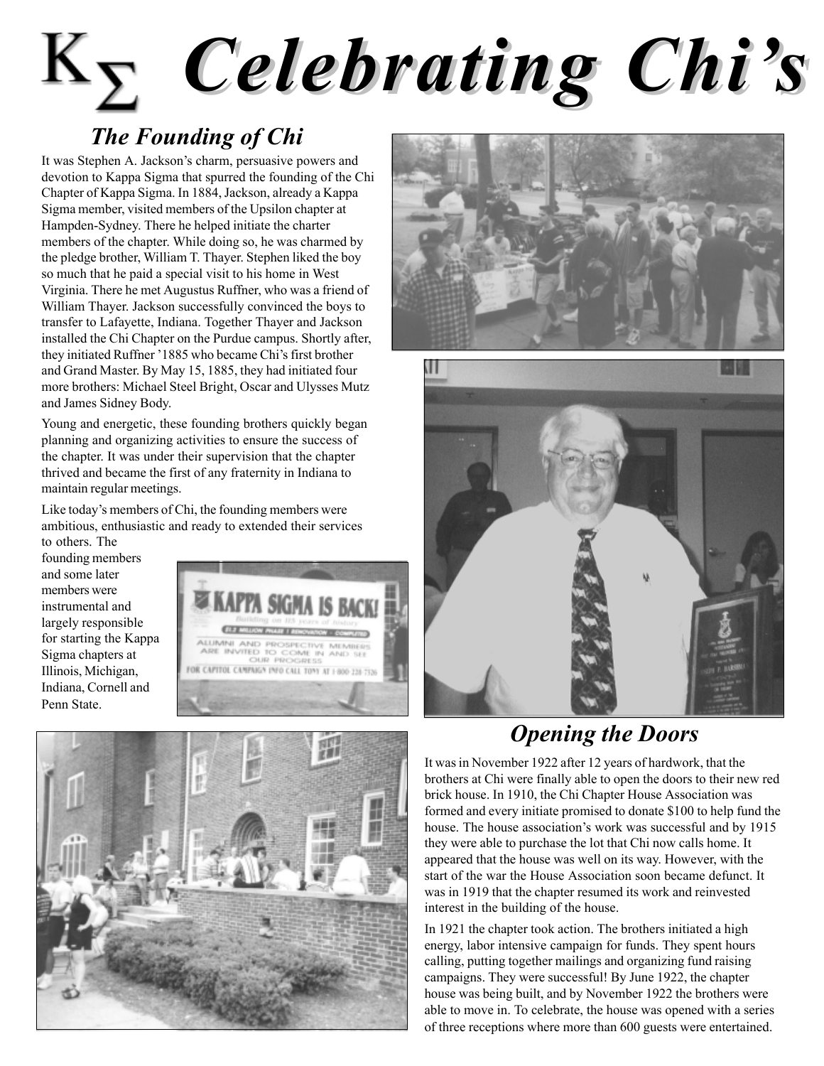# ΚΣ Celebrating Chi's

## The Founding of Chi

It was Stephen A. Jackson's charm, persuasive powers and devotion to Kappa Sigma that spurred the founding of the Chi Chapter of Kappa Sigma. In 1884, Jackson, already a Kappa Sigma member, visited members of the Upsilon chapter at Hampden-Sydney. There he helped initiate the charter members of the chapter. While doing so, he was charmed by the pledge brother, William T. Thayer. Stephen liked the boy so much that he paid a special visit to his home in West Virginia. There he met Augustus Ruffner, who was a friend of William Thayer. Jackson successfully convinced the boys to transfer to Lafayette, Indiana. Together Thayer and Jackson installed the Chi Chapter on the Purdue campus. Shortly after, they initiated Ruffner '1885 who became Chi's first brother and Grand Master. By May 15, 1885, they had initiated four more brothers: Michael Steel Bright, Oscar and Ulysses Mutz and James Sidney Body.

Young and energetic, these founding brothers quickly began planning and organizing activities to ensure the success of the chapter. It was under their supervision that the chapter thrived and became the first of any fraternity in Indiana to maintain regular meetings.

Like today's members of Chi, the founding members were ambitious, enthusiastic and ready to extended their services to others. The founding members and some later members were instrumental and largely responsible for starting the Kappa Sigma chapters at Illinois, Michigan, Indiana, Cornell and Penn State.

## Opening the Doors

It was in November 1922 after 12 years of hardwork, that the brothers at Chi were finally able to open the doors to their new red brick house. In 1910, the Chi Chapter House Association was formed and every initiate promised to donate $100 to help fund the house. The house association's work was successful and by 1915 they were able to purchase the lot that Chi now calls home. It appeared that the house was well on its way. However, with the start of the war the House Association soon became defunct. It was in 1919 that the chapter resumed its work and reinvested interest in the building of the house.

In 1921 the chapter took action. The brothers initiated a high energy, labor intensive campaign for funds. They spent hours calling, putting together mailings and organizing fund raising campaigns. They were successful! By June 1922, the chapter house was being built, and by November 1922 the brothers were able to move in. To celebrate, the house was opened with a series of three receptions where more than 600 guests were entertained.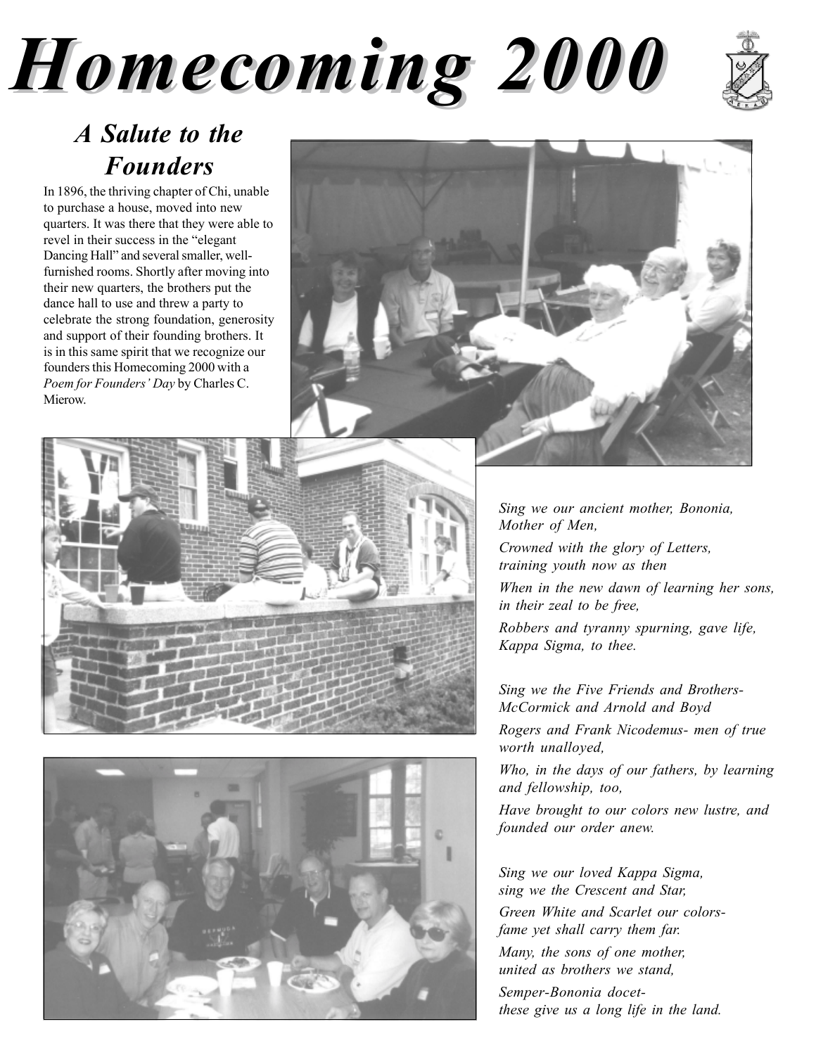# Homecoming 2000

## A Salute to the Founders

In 1896, the thriving chapter of Chi, unable to purchase a house, moved into new quarters. It was there that they were able to revel in their success in the "elegant Dancing Hall" and several smaller, well-furnished rooms. Shortly after moving into their new quarters, the brothers put the dance hall to use and threw a party to celebrate the strong foundation, generosity and support of their founding brothers. It is in this same spirit that we recognize our founders this Homecoming 2000 with a *Poem for Founders' Day* by Charles C. Mierow.

*Sing we our ancient mother, Bononia, Mother of Men,*

*Crowned with the glory of Letters, training youth now as then*

*When in the new dawn of learning her sons, in their zeal to be free,*

*Robbers and tyranny spurning, gave life, Kappa Sigma, to thee.*

*Sing we the Five Friends and Brothers- McCormick and Arnold and Boyd*

*Rogers and Frank Nicodemus- men of true worth unalloyed,*

*Who, in the days of our fathers, by learning and fellowship, too,*

*Have brought to our colors new lustre, and founded our order anew.*

*Sing we our loved Kappa Sigma, sing we the Crescent and Star,*

*Green White and Scarlet our colors- fame yet shall carry them far.*

*Many, the sons of one mother, united as brothers we stand,*

*Semper-Bononia docet- these give us a long life in the land.*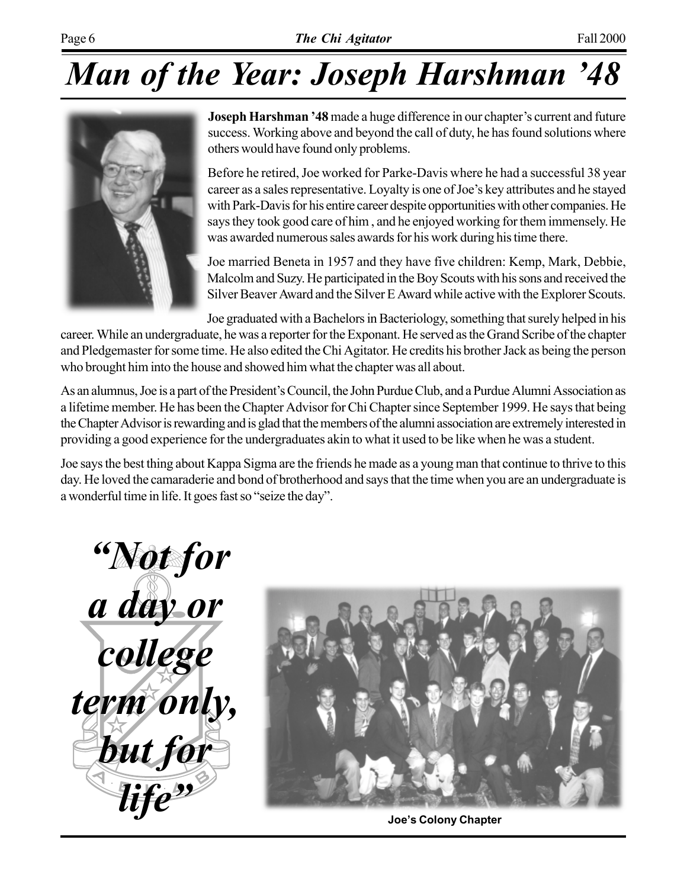# Man of the Year: Joseph Harshman '48

**Joseph Harshman '48** made a huge difference in our chapter's current and future success. Working above and beyond the call of duty, he has found solutions where others would have found only problems.

Before he retired, Joe worked for Parke-Davis where he had a successful 38 year career as a sales representative. Loyalty is one of Joe's key attributes and he stayed with Park-Davis for his entire career despite opportunities with other companies. He says they took good care of him , and he enjoyed working for them immensely. He was awarded numerous sales awards for his work during his time there.

Joe married Beneta in 1957 and they have five children: Kemp, Mark, Debbie, Malcolm and Suzy. He participated in the Boy Scouts with his sons and received the Silver Beaver Award and the Silver E Award while active with the Explorer Scouts.

Joe graduated with a Bachelors in Bacteriology, something that surely helped in his career. While an undergraduate, he was a reporter for the Exponant. He served as the Grand Scribe of the chapter and Pledgemaster for some time. He also edited the Chi Agitator. He credits his brother Jack as being the person who brought him into the house and showed him what the chapter was all about.

As an alumnus, Joe is a part of the President's Council, the John Purdue Club, and a Purdue Alumni Association as a lifetime member. He has been the Chapter Advisor for Chi Chapter since September 1999. He says that being the Chapter Advisor is rewarding and is glad that the members of the alumni association are extremely interested in providing a good experience for the undergraduates akin to what it used to be like when he was a student.

Joe says the best thing about Kappa Sigma are the friends he made as a young man that continue to thrive to this day. He loved the camaraderie and bond of brotherhood and says that the time when you are an undergraduate is a wonderful time in life. It goes fast so "seize the day".

***"Not for a day or college term only, but for life"***

**Joe's Colony Chapter**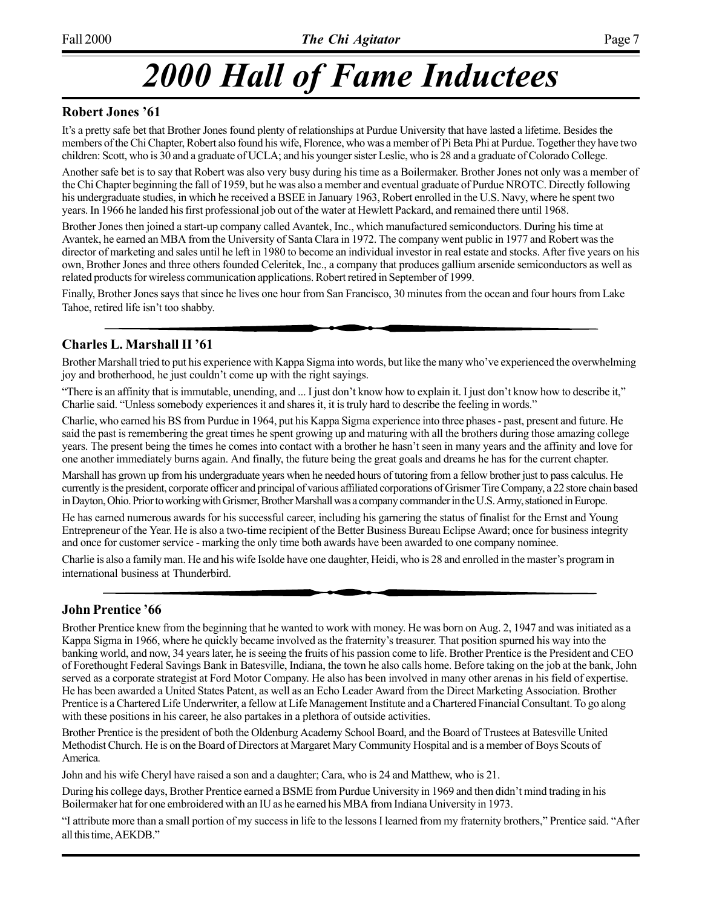# 2000 Hall of Fame Inductees

## Robert Jones '61

It's a pretty safe bet that Brother Jones found plenty of relationships at Purdue University that have lasted a lifetime. Besides the members of the Chi Chapter, Robert also found his wife, Florence, who was a member of Pi Beta Phi at Purdue. Together they have two children: Scott, who is 30 and a graduate of UCLA; and his younger sister Leslie, who is 28 and a graduate of Colorado College.

Another safe bet is to say that Robert was also very busy during his time as a Boilermaker. Brother Jones not only was a member of the Chi Chapter beginning the fall of 1959, but he was also a member and eventual graduate of Purdue NROTC. Directly following his undergraduate studies, in which he received a BSEE in January 1963, Robert enrolled in the U.S. Navy, where he spent two years. In 1966 he landed his first professional job out of the water at Hewlett Packard, and remained there until 1968.

Brother Jones then joined a start-up company called Avantek, Inc., which manufactured semiconductors. During his time at Avantek, he earned an MBA from the University of Santa Clara in 1972. The company went public in 1977 and Robert was the director of marketing and sales until he left in 1980 to become an individual investor in real estate and stocks. After five years on his own, Brother Jones and three others founded Celeritek, Inc., a company that produces gallium arsenide semiconductors as well as related products for wireless communication applications. Robert retired in September of 1999.

Finally, Brother Jones says that since he lives one hour from San Francisco, 30 minutes from the ocean and four hours from Lake Tahoe, retired life isn't too shabby.

## Charles L. Marshall II '61

Brother Marshall tried to put his experience with Kappa Sigma into words, but like the many who've experienced the overwhelming joy and brotherhood, he just couldn't come up with the right sayings.

"There is an affinity that is immutable, unending, and ... I just don't know how to explain it. I just don't know how to describe it," Charlie said. "Unless somebody experiences it and shares it, it is truly hard to describe the feeling in words."

Charlie, who earned his BS from Purdue in 1964, put his Kappa Sigma experience into three phases - past, present and future. He said the past is remembering the great times he spent growing up and maturing with all the brothers during those amazing college years. The present being the times he comes into contact with a brother he hasn't seen in many years and the affinity and love for one another immediately burns again. And finally, the future being the great goals and dreams he has for the current chapter.

Marshall has grown up from his undergraduate years when he needed hours of tutoring from a fellow brother just to pass calculus. He currently is the president, corporate officer and principal of various affiliated corporations of Grismer Tire Company, a 22 store chain based in Dayton, Ohio. Prior to working with Grismer, Brother Marshall was a company commander in the U.S. Army, stationed in Europe.

He has earned numerous awards for his successful career, including his garnering the status of finalist for the Ernst and Young Entrepreneur of the Year. He is also a two-time recipient of the Better Business Bureau Eclipse Award; once for business integrity and once for customer service - marking the only time both awards have been awarded to one company nominee.

Charlie is also a family man. He and his wife Isolde have one daughter, Heidi, who is 28 and enrolled in the master's program in international business at Thunderbird.

## John Prentice '66

Brother Prentice knew from the beginning that he wanted to work with money. He was born on Aug. 2, 1947 and was initiated as a Kappa Sigma in 1966, where he quickly became involved as the fraternity's treasurer. That position spurned his way into the banking world, and now, 34 years later, he is seeing the fruits of his passion come to life. Brother Prentice is the President and CEO of Forethought Federal Savings Bank in Batesville, Indiana, the town he also calls home. Before taking on the job at the bank, John served as a corporate strategist at Ford Motor Company. He also has been involved in many other arenas in his field of expertise. He has been awarded a United States Patent, as well as an Echo Leader Award from the Direct Marketing Association. Brother Prentice is a Chartered Life Underwriter, a fellow at Life Management Institute and a Chartered Financial Consultant. To go along with these positions in his career, he also partakes in a plethora of outside activities.

Brother Prentice is the president of both the Oldenburg Academy School Board, and the Board of Trustees at Batesville United Methodist Church. He is on the Board of Directors at Margaret Mary Community Hospital and is a member of Boys Scouts of America.

John and his wife Cheryl have raised a son and a daughter; Cara, who is 24 and Matthew, who is 21.

During his college days, Brother Prentice earned a BSME from Purdue University in 1969 and then didn't mind trading in his Boilermaker hat for one embroidered with an IU as he earned his MBA from Indiana University in 1973.

"I attribute more than a small portion of my success in life to the lessons I learned from my fraternity brothers," Prentice said. "After all this time, AEKDB."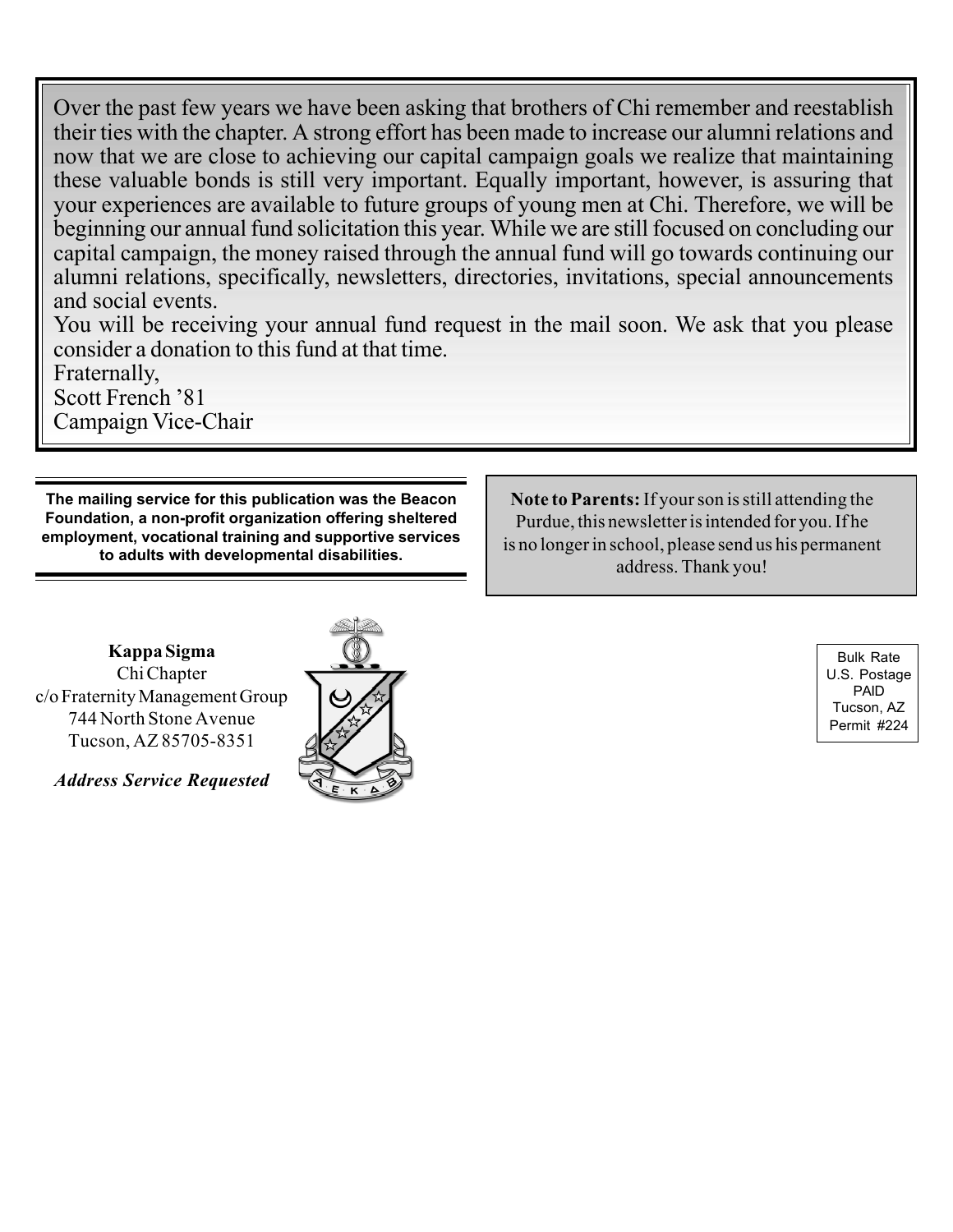Over the past few years we have been asking that brothers of Chi remember and reestablish their ties with the chapter. A strong effort has been made to increase our alumni relations and now that we are close to achieving our capital campaign goals we realize that maintaining these valuable bonds is still very important. Equally important, however, is assuring that your experiences are available to future groups of young men at Chi. Therefore, we will be beginning our annual fund solicitation this year. While we are still focused on concluding our capital campaign, the money raised through the annual fund will go towards continuing our alumni relations, specifically, newsletters, directories, invitations, special announcements and social events.

You will be receiving your annual fund request in the mail soon. We ask that you please consider a donation to this fund at that time.

Fraternally,
Scott French '81
Campaign Vice-Chair

**The mailing service for this publication was the Beacon Foundation, a non-profit organization offering sheltered employment, vocational training and supportive services to adults with developmental disabilities.**

**Note to Parents:** If your son is still attending the Purdue, this newsletter is intended for you. If he is no longer in school, please send us his permanent address. Thank you!

**Kappa Sigma**
Chi Chapter
c/o Fraternity Management Group
744 North Stone Avenue
Tucson, AZ 85705-8351

***Address Service Requested***

Bulk Rate
U.S. Postage
PAID
Tucson, AZ
Permit #224